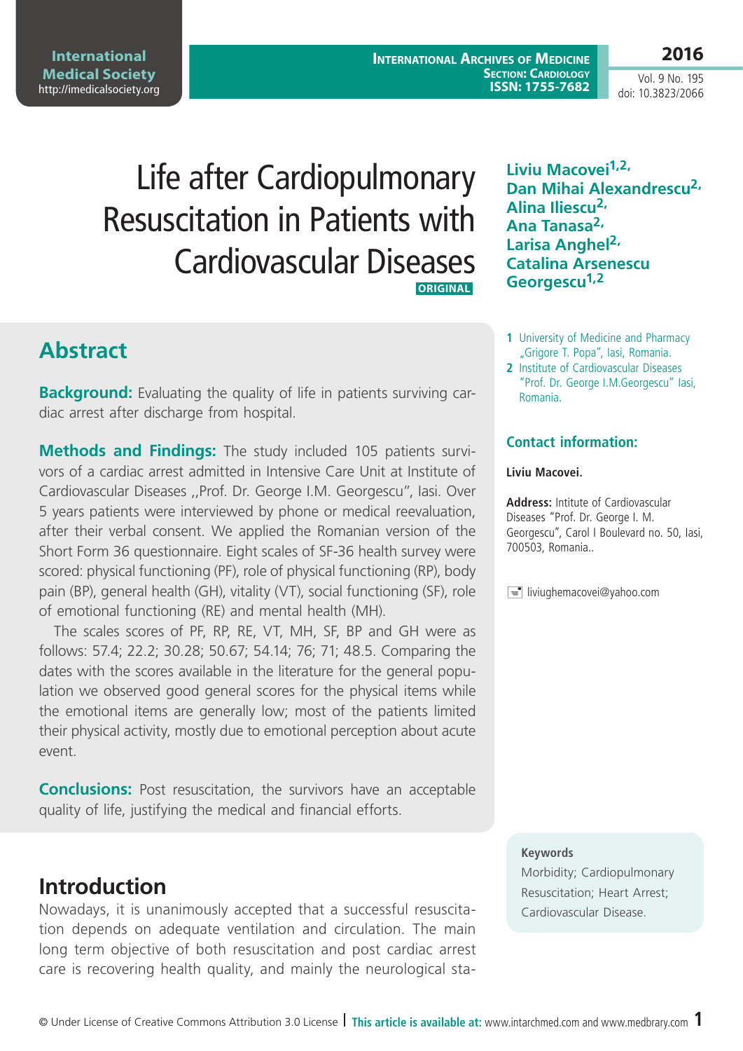# Life after Cardiopulmonary Resuscitation in Patients with Cardiovascular Diseases

**ORIGINAL**

**Liviu Macovei[1,2], Dan Mihai Alexandrescu[2], Alina Iliescu[2], Ana Tanasa[2], Larisa Anghel[2], Catalina Arsenescu Georgescu[1,2]**

1 University of Medicine and Pharmacy „Grigore T. Popa", Iasi, Romania.

2 Institute of Cardiovascular Diseases "Prof. Dr. George I.M.Georgescu" Iasi, Romania.

**Contact information:**

**Liviu Macovei.**

**Address:** Intitute of Cardiovascular Diseases "Prof. Dr. George I. M. Georgescu", Carol I Boulevard no. 50, Iasi, 700503, Romania..

liviughemacovei@yahoo.com

## Abstract

**Background:** Evaluating the quality of life in patients surviving cardiac arrest after discharge from hospital.

**Methods and Findings:** The study included 105 patients survivors of a cardiac arrest admitted in Intensive Care Unit at Institute of Cardiovascular Diseases ,,Prof. Dr. George I.M. Georgescu", Iasi. Over 5 years patients were interviewed by phone or medical reevaluation, after their verbal consent. We applied the Romanian version of the Short Form 36 questionnaire. Eight scales of SF-36 health survey were scored: physical functioning (PF), role of physical functioning (RP), body pain (BP), general health (GH), vitality (VT), social functioning (SF), role of emotional functioning (RE) and mental health (MH).

The scales scores of PF, RP, RE, VT, MH, SF, BP and GH were as follows: 57.4; 22.2; 30.28; 50.67; 54.14; 76; 71; 48.5. Comparing the dates with the scores available in the literature for the general population we observed good general scores for the physical items while the emotional items are generally low; most of the patients limited their physical activity, mostly due to emotional perception about acute event.

**Conclusions:** Post resuscitation, the survivors have an acceptable quality of life, justifying the medical and financial efforts.

**Keywords**

Morbidity; Cardiopulmonary Resuscitation; Heart Arrest; Cardiovascular Disease.

## Introduction

Nowadays, it is unanimously accepted that a successful resuscitation depends on adequate ventilation and circulation. The main long term objective of both resuscitation and post cardiac arrest care is recovering health quality, and mainly the neurological sta-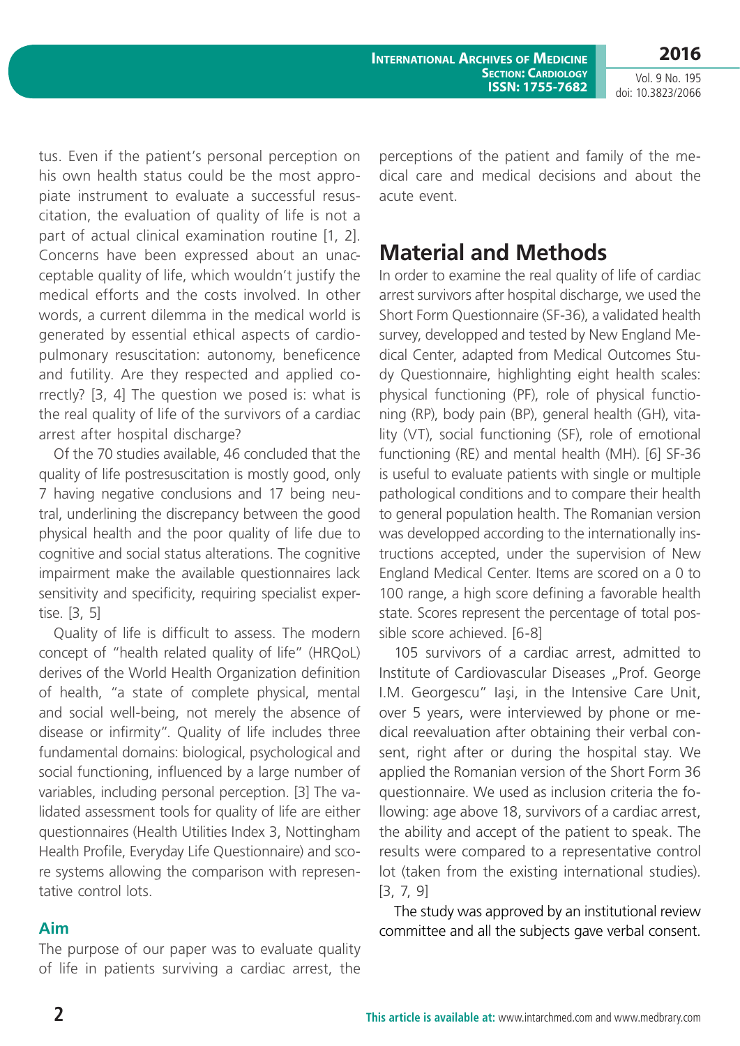tus. Even if the patient's personal perception on his own health status could be the most appropiate instrument to evaluate a successful resuscitation, the evaluation of quality of life is not a part of actual clinical examination routine [1, 2]. Concerns have been expressed about an unacceptable quality of life, which wouldn't justify the medical efforts and the costs involved. In other words, a current dilemma in the medical world is generated by essential ethical aspects of cardiopulmonary resuscitation: autonomy, beneficence and futility. Are they respected and applied correctly? [3, 4] The question we posed is: what is the real quality of life of the survivors of a cardiac arrest after hospital discharge?

Of the 70 studies available, 46 concluded that the quality of life postresuscitation is mostly good, only 7 having negative conclusions and 17 being neutral, underlining the discrepancy between the good physical health and the poor quality of life due to cognitive and social status alterations. The cognitive impairment make the available questionnaires lack sensitivity and specificity, requiring specialist expertise. [3, 5]

Quality of life is difficult to assess. The modern concept of "health related quality of life" (HRQoL) derives of the World Health Organization definition of health, "a state of complete physical, mental and social well-being, not merely the absence of disease or infirmity". Quality of life includes three fundamental domains: biological, psychological and social functioning, influenced by a large number of variables, including personal perception. [3] The validated assessment tools for quality of life are either questionnaires (Health Utilities Index 3, Nottingham Health Profile, Everyday Life Questionnaire) and score systems allowing the comparison with representative control lots.

### Aim

The purpose of our paper was to evaluate quality of life in patients surviving a cardiac arrest, the perceptions of the patient and family of the medical care and medical decisions and about the acute event.

## Material and Methods

In order to examine the real quality of life of cardiac arrest survivors after hospital discharge, we used the Short Form Questionnaire (SF-36), a validated health survey, developped and tested by New England Medical Center, adapted from Medical Outcomes Study Questionnaire, highlighting eight health scales: physical functioning (PF), role of physical functioning (RP), body pain (BP), general health (GH), vitality (VT), social functioning (SF), role of emotional functioning (RE) and mental health (MH). [6] SF-36 is useful to evaluate patients with single or multiple pathological conditions and to compare their health to general population health. The Romanian version was developped according to the internationally instructions accepted, under the supervision of New England Medical Center. Items are scored on a 0 to 100 range, a high score defining a favorable health state. Scores represent the percentage of total possible score achieved. [6-8]

105 survivors of a cardiac arrest, admitted to Institute of Cardiovascular Diseases „Prof. George I.M. Georgescu" Iași, in the Intensive Care Unit, over 5 years, were interviewed by phone or medical reevaluation after obtaining their verbal consent, right after or during the hospital stay. We applied the Romanian version of the Short Form 36 questionnaire. We used as inclusion criteria the following: age above 18, survivors of a cardiac arrest, the ability and accept of the patient to speak. The results were compared to a representative control lot (taken from the existing international studies). [3, 7, 9]

The study was approved by an institutional review committee and all the subjects gave verbal consent.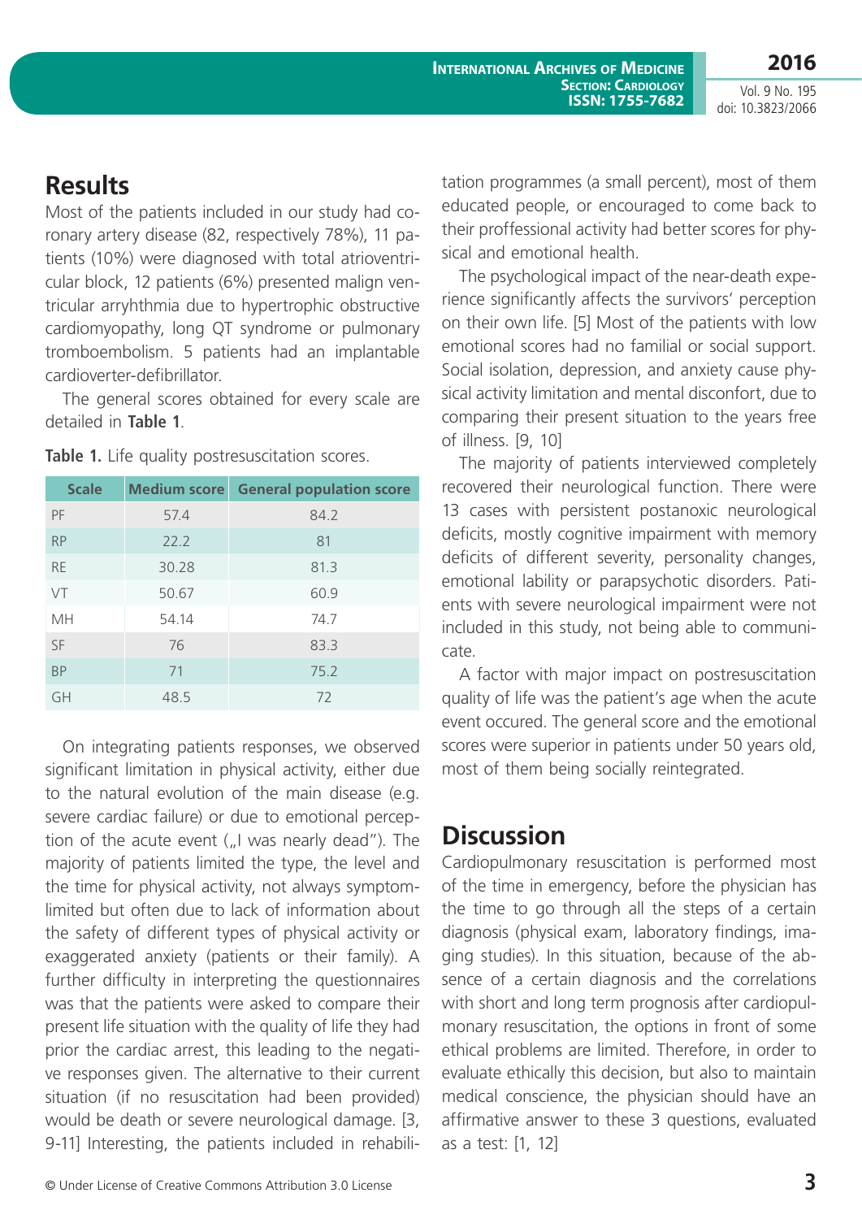## Results

Most of the patients included in our study had coronary artery disease (82, respectively 78%), 11 patients (10%) were diagnosed with total atrioventricular block, 12 patients (6%) presented malign ventricular arryhthmia due to hypertrophic obstructive cardiomyopathy, long QT syndrome or pulmonary tromboembolism. 5 patients had an implantable cardioverter-defibrillator.

The general scores obtained for every scale are detailed in **Table 1**.

**Table 1.** Life quality postresuscitation scores.

| Scale | Medium score | General population score |
|---|---|---|
| PF | 57.4 | 84.2 |
| RP | 22.2 | 81 |
| RE | 30.28 | 81.3 |
| VT | 50.67 | 60.9 |
| MH | 54.14 | 74.7 |
| SF | 76 | 83.3 |
| BP | 71 | 75.2 |
| GH | 48.5 | 72 |

On integrating patients responses, we observed significant limitation in physical activity, either due to the natural evolution of the main disease (e.g. severe cardiac failure) or due to emotional perception of the acute event („I was nearly dead"). The majority of patients limited the type, the level and the time for physical activity, not always symptom-limited but often due to lack of information about the safety of different types of physical activity or exaggerated anxiety (patients or their family). A further difficulty in interpreting the questionnaires was that the patients were asked to compare their present life situation with the quality of life they had prior the cardiac arrest, this leading to the negative responses given. The alternative to their current situation (if no resuscitation had been provided) would be death or severe neurological damage. [3, 9-11] Interesting, the patients included in rehabilitation programmes (a small percent), most of them educated people, or encouraged to come back to their proffessional activity had better scores for physical and emotional health.

The psychological impact of the near-death experience significantly affects the survivors' perception on their own life. [5] Most of the patients with low emotional scores had no familial or social support. Social isolation, depression, and anxiety cause physical activity limitation and mental disconfort, due to comparing their present situation to the years free of illness. [9, 10]

The majority of patients interviewed completely recovered their neurological function. There were 13 cases with persistent postanoxic neurological deficits, mostly cognitive impairment with memory deficits of different severity, personality changes, emotional lability or parapsychotic disorders. Patients with severe neurological impairment were not included in this study, not being able to communicate.

A factor with major impact on postresuscitation quality of life was the patient's age when the acute event occured. The general score and the emotional scores were superior in patients under 50 years old, most of them being socially reintegrated.

## Discussion

Cardiopulmonary resuscitation is performed most of the time in emergency, before the physician has the time to go through all the steps of a certain diagnosis (physical exam, laboratory findings, imaging studies). In this situation, because of the absence of a certain diagnosis and the correlations with short and long term prognosis after cardiopulmonary resuscitation, the options in front of some ethical problems are limited. Therefore, in order to evaluate ethically this decision, but also to maintain medical conscience, the physician should have an affirmative answer to these 3 questions, evaluated as a test: [1, 12]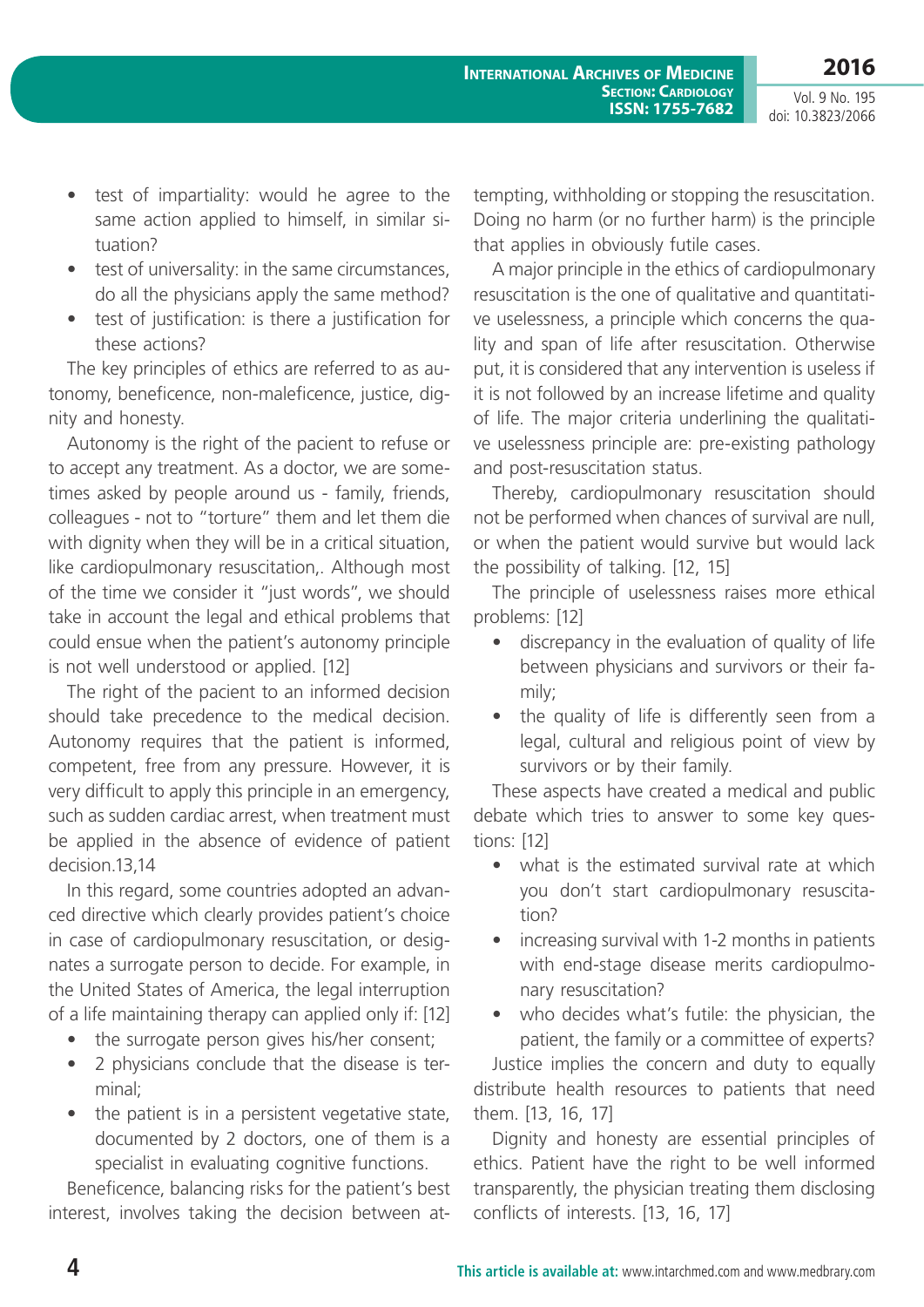- test of impartiality: would he agree to the same action applied to himself, in similar situation?
- test of universality: in the same circumstances, do all the physicians apply the same method?
- test of justification: is there a justification for these actions?

The key principles of ethics are referred to as autonomy, beneficence, non-maleficence, justice, dignity and honesty.

Autonomy is the right of the pacient to refuse or to accept any treatment. As a doctor, we are sometimes asked by people around us - family, friends, colleagues - not to "torture" them and let them die with dignity when they will be in a critical situation, like cardiopulmonary resuscitation,. Although most of the time we consider it "just words", we should take in account the legal and ethical problems that could ensue when the patient's autonomy principle is not well understood or applied. [12]

The right of the pacient to an informed decision should take precedence to the medical decision. Autonomy requires that the patient is informed, competent, free from any pressure. However, it is very difficult to apply this principle in an emergency, such as sudden cardiac arrest, when treatment must be applied in the absence of evidence of patient decision.13,14

In this regard, some countries adopted an advanced directive which clearly provides patient's choice in case of cardiopulmonary resuscitation, or designates a surrogate person to decide. For example, in the United States of America, the legal interruption of a life maintaining therapy can applied only if: [12]

- the surrogate person gives his/her consent;
- 2 physicians conclude that the disease is terminal;
- the patient is in a persistent vegetative state, documented by 2 doctors, one of them is a specialist in evaluating cognitive functions.

Beneficence, balancing risks for the patient's best interest, involves taking the decision between attempting, withholding or stopping the resuscitation. Doing no harm (or no further harm) is the principle that applies in obviously futile cases.

A major principle in the ethics of cardiopulmonary resuscitation is the one of qualitative and quantitative uselessness, a principle which concerns the quality and span of life after resuscitation. Otherwise put, it is considered that any intervention is useless if it is not followed by an increase lifetime and quality of life. The major criteria underlining the qualitative uselessness principle are: pre-existing pathology and post-resuscitation status.

Thereby, cardiopulmonary resuscitation should not be performed when chances of survival are null, or when the patient would survive but would lack the possibility of talking. [12, 15]

The principle of uselessness raises more ethical problems: [12]

- discrepancy in the evaluation of quality of life between physicians and survivors or their family;
- the quality of life is differently seen from a legal, cultural and religious point of view by survivors or by their family.

These aspects have created a medical and public debate which tries to answer to some key questions: [12]

- what is the estimated survival rate at which you don't start cardiopulmonary resuscitation?
- increasing survival with 1-2 months in patients with end-stage disease merits cardiopulmonary resuscitation?
- who decides what's futile: the physician, the patient, the family or a committee of experts?

Justice implies the concern and duty to equally distribute health resources to patients that need them. [13, 16, 17]

Dignity and honesty are essential principles of ethics. Patient have the right to be well informed transparently, the physician treating them disclosing conflicts of interests. [13, 16, 17]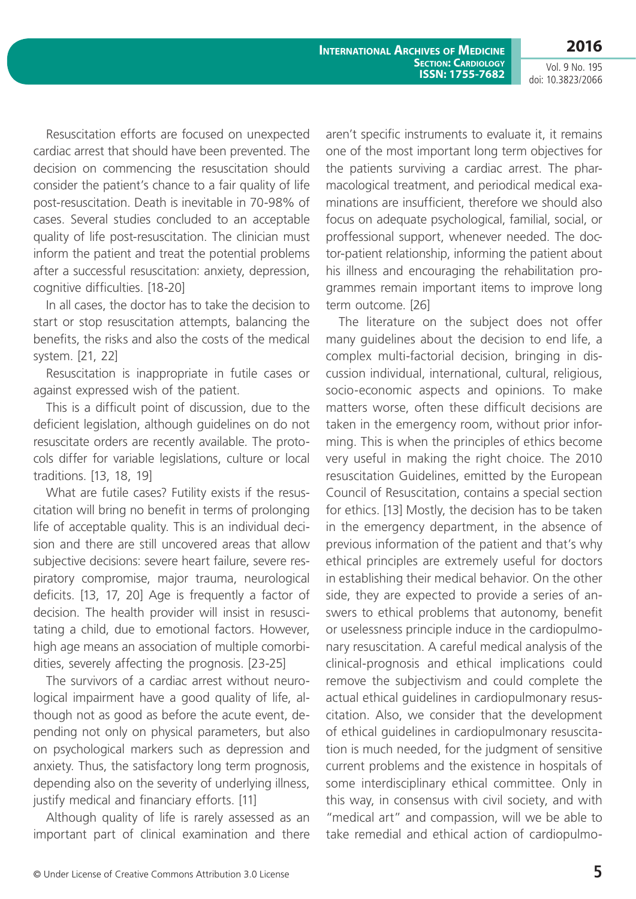Resuscitation efforts are focused on unexpected cardiac arrest that should have been prevented. The decision on commencing the resuscitation should consider the patient's chance to a fair quality of life post-resuscitation. Death is inevitable in 70-98% of cases. Several studies concluded to an acceptable quality of life post-resuscitation. The clinician must inform the patient and treat the potential problems after a successful resuscitation: anxiety, depression, cognitive difficulties. [18-20]

In all cases, the doctor has to take the decision to start or stop resuscitation attempts, balancing the benefits, the risks and also the costs of the medical system. [21, 22]

Resuscitation is inappropriate in futile cases or against expressed wish of the patient.

This is a difficult point of discussion, due to the deficient legislation, although guidelines on do not resuscitate orders are recently available. The protocols differ for variable legislations, culture or local traditions. [13, 18, 19]

What are futile cases? Futility exists if the resuscitation will bring no benefit in terms of prolonging life of acceptable quality. This is an individual decision and there are still uncovered areas that allow subjective decisions: severe heart failure, severe respiratory compromise, major trauma, neurological deficits. [13, 17, 20] Age is frequently a factor of decision. The health provider will insist in resuscitating a child, due to emotional factors. However, high age means an association of multiple comorbidities, severely affecting the prognosis. [23-25]

The survivors of a cardiac arrest without neurological impairment have a good quality of life, although not as good as before the acute event, depending not only on physical parameters, but also on psychological markers such as depression and anxiety. Thus, the satisfactory long term prognosis, depending also on the severity of underlying illness, justify medical and financiary efforts. [11]

Although quality of life is rarely assessed as an important part of clinical examination and there aren't specific instruments to evaluate it, it remains one of the most important long term objectives for the patients surviving a cardiac arrest. The pharmacological treatment, and periodical medical examinations are insufficient, therefore we should also focus on adequate psychological, familial, social, or proffessional support, whenever needed. The doctor-patient relationship, informing the patient about his illness and encouraging the rehabilitation programmes remain important items to improve long term outcome. [26]

The literature on the subject does not offer many guidelines about the decision to end life, a complex multi-factorial decision, bringing in discussion individual, international, cultural, religious, socio-economic aspects and opinions. To make matters worse, often these difficult decisions are taken in the emergency room, without prior informing. This is when the principles of ethics become very useful in making the right choice. The 2010 resuscitation Guidelines, emitted by the European Council of Resuscitation, contains a special section for ethics. [13] Mostly, the decision has to be taken in the emergency department, in the absence of previous information of the patient and that's why ethical principles are extremely useful for doctors in establishing their medical behavior. On the other side, they are expected to provide a series of answers to ethical problems that autonomy, benefit or uselessness principle induce in the cardiopulmonary resuscitation. A careful medical analysis of the clinical-prognosis and ethical implications could remove the subjectivism and could complete the actual ethical guidelines in cardiopulmonary resuscitation. Also, we consider that the development of ethical guidelines in cardiopulmonary resuscitation is much needed, for the judgment of sensitive current problems and the existence in hospitals of some interdisciplinary ethical committee. Only in this way, in consensus with civil society, and with "medical art" and compassion, will we be able to take remedial and ethical action of cardiopulmo-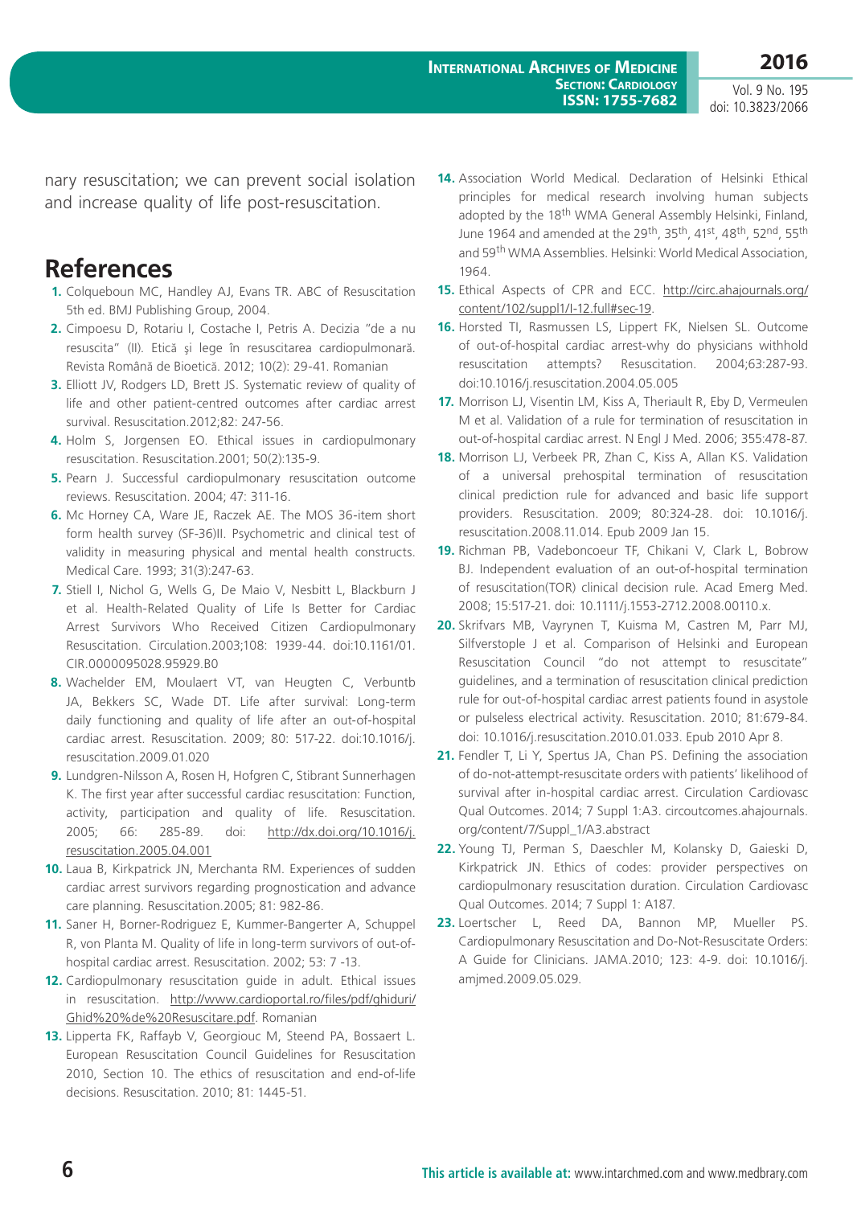nary resuscitation; we can prevent social isolation and increase quality of life post-resuscitation.

## References

1. Colqueboun MC, Handley AJ, Evans TR. ABC of Resuscitation 5th ed. BMJ Publishing Group, 2004.
2. Cimpoesu D, Rotariu I, Costache I, Petris A. Decizia "de a nu resuscita" (II). Etică şi lege în resuscitarea cardiopulmonară. Revista Română de Bioetică. 2012; 10(2): 29-41. Romanian
3. Elliott JV, Rodgers LD, Brett JS. Systematic review of quality of life and other patient-centred outcomes after cardiac arrest survival. Resuscitation.2012;82: 247-56.
4. Holm S, Jorgensen EO. Ethical issues in cardiopulmonary resuscitation. Resuscitation.2001; 50(2):135-9.
5. Pearn J. Successful cardiopulmonary resuscitation outcome reviews. Resuscitation. 2004; 47: 311-16.
6. Mc Horney CA, Ware JE, Raczek AE. The MOS 36-item short form health survey (SF-36)II. Psychometric and clinical test of validity in measuring physical and mental health constructs. Medical Care. 1993; 31(3):247-63.
7. Stiell I, Nichol G, Wells G, De Maio V, Nesbitt L, Blackburn J et al. Health-Related Quality of Life Is Better for Cardiac Arrest Survivors Who Received Citizen Cardiopulmonary Resuscitation. Circulation.2003;108: 1939-44. doi:10.1161/01.CIR.0000095028.95929.B0
8. Wachelder EM, Moulaert VT, van Heugten C, Verbuntb JA, Bekkers SC, Wade DT. Life after survival: Long-term daily functioning and quality of life after an out-of-hospital cardiac arrest. Resuscitation. 2009; 80: 517-22. doi:10.1016/j.resuscitation.2009.01.020
9. Lundgren-Nilsson A, Rosen H, Hofgren C, Stibrant Sunnerhagen K. The first year after successful cardiac resuscitation: Function, activity, participation and quality of life. Resuscitation. 2005; 66: 285-89. doi: http://dx.doi.org/10.1016/j.resuscitation.2005.04.001
10. Laua B, Kirkpatrick JN, Merchanta RM. Experiences of sudden cardiac arrest survivors regarding prognostication and advance care planning. Resuscitation.2005; 81: 982-86.
11. Saner H, Borner-Rodriguez E, Kummer-Bangerter A, Schuppel R, von Planta M. Quality of life in long-term survivors of out-of-hospital cardiac arrest. Resuscitation. 2002; 53: 7 -13.
12. Cardiopulmonary resuscitation guide in adult. Ethical issues in resuscitation. http://www.cardioportal.ro/files/pdf/ghiduri/Ghid%20%de%20Resuscitare.pdf. Romanian
13. Lipperta FK, Raffayb V, Georgiouc M, Steend PA, Bossaert L. European Resuscitation Council Guidelines for Resuscitation 2010, Section 10. The ethics of resuscitation and end-of-life decisions. Resuscitation. 2010; 81: 1445-51.
14. Association World Medical. Declaration of Helsinki Ethical principles for medical research involving human subjects adopted by the 18th WMA General Assembly Helsinki, Finland, June 1964 and amended at the 29th, 35th, 41st, 48th, 52nd, 55th and 59th WMA Assemblies. Helsinki: World Medical Association, 1964.
15. Ethical Aspects of CPR and ECC. http://circ.ahajournals.org/content/102/suppl1/I-12.full#sec-19.
16. Horsted TI, Rasmussen LS, Lippert FK, Nielsen SL. Outcome of out-of-hospital cardiac arrest-why do physicians withhold resuscitation attempts? Resuscitation. 2004;63:287-93. doi:10.1016/j.resuscitation.2004.05.005
17. Morrison LJ, Visentin LM, Kiss A, Theriault R, Eby D, Vermeulen M et al. Validation of a rule for termination of resuscitation in out-of-hospital cardiac arrest. N Engl J Med. 2006; 355:478-87.
18. Morrison LJ, Verbeek PR, Zhan C, Kiss A, Allan KS. Validation of a universal prehospital termination of resuscitation clinical prediction rule for advanced and basic life support providers. Resuscitation. 2009; 80:324-28. doi: 10.1016/j.resuscitation.2008.11.014. Epub 2009 Jan 15.
19. Richman PB, Vadeboncoeur TF, Chikani V, Clark L, Bobrow BJ. Independent evaluation of an out-of-hospital termination of resuscitation(TOR) clinical decision rule. Acad Emerg Med. 2008; 15:517-21. doi: 10.1111/j.1553-2712.2008.00110.x.
20. Skrifvars MB, Vayrynen T, Kuisma M, Castren M, Parr MJ, Silfverstople J et al. Comparison of Helsinki and European Resuscitation Council "do not attempt to resuscitate" guidelines, and a termination of resuscitation clinical prediction rule for out-of-hospital cardiac arrest patients found in asystole or pulseless electrical activity. Resuscitation. 2010; 81:679-84. doi: 10.1016/j.resuscitation.2010.01.033. Epub 2010 Apr 8.
21. Fendler T, Li Y, Spertus JA, Chan PS. Defining the association of do-not-attempt-resuscitate orders with patients' likelihood of survival after in-hospital cardiac arrest. Circulation Cardiovasc Qual Outcomes. 2014; 7 Suppl 1:A3. circoutcomes.ahajournals.org/content/7/Suppl_1/A3.abstract
22. Young TJ, Perman S, Daeschler M, Kolansky D, Gaieski D, Kirkpatrick JN. Ethics of codes: provider perspectives on cardiopulmonary resuscitation duration. Circulation Cardiovasc Qual Outcomes. 2014; 7 Suppl 1: A187.
23. Loertscher L, Reed DA, Bannon MP, Mueller PS. Cardiopulmonary Resuscitation and Do-Not-Resuscitate Orders: A Guide for Clinicians. JAMA.2010; 123: 4-9. doi: 10.1016/j.amjmed.2009.05.029.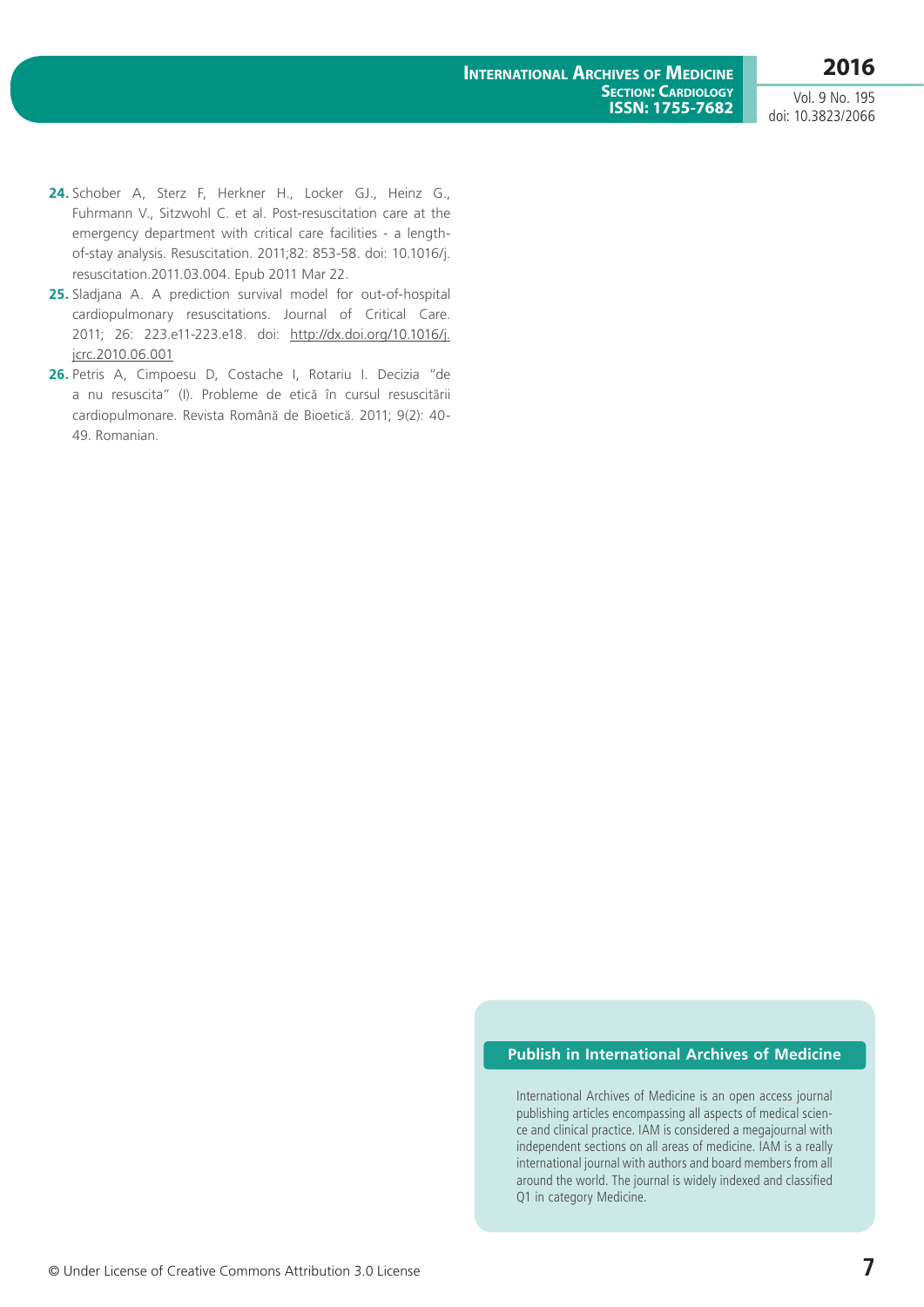24. Schober A, Sterz F, Herkner H., Locker GJ., Heinz G., Fuhrmann V., Sitzwohl C. et al. Post-resuscitation care at the emergency department with critical care facilities - a length-of-stay analysis. Resuscitation. 2011;82: 853-58. doi: 10.1016/j.resuscitation.2011.03.004. Epub 2011 Mar 22.
25. Sladjana A. A prediction survival model for out-of-hospital cardiopulmonary resuscitations. Journal of Critical Care. 2011; 26: 223.e11-223.e18. doi: http://dx.doi.org/10.1016/j.jcrc.2010.06.001
26. Petris A, Cimpoesu D, Costache I, Rotariu I. Decizia "de a nu resuscita" (I). Probleme de etică în cursul resuscitării cardiopulmonare. Revista Română de Bioetică. 2011; 9(2): 40-49. Romanian.

**Publish in International Archives of Medicine**

International Archives of Medicine is an open access journal publishing articles encompassing all aspects of medical science and clinical practice. IAM is considered a megajournal with independent sections on all areas of medicine. IAM is a really international journal with authors and board members from all around the world. The journal is widely indexed and classified Q1 in category Medicine.